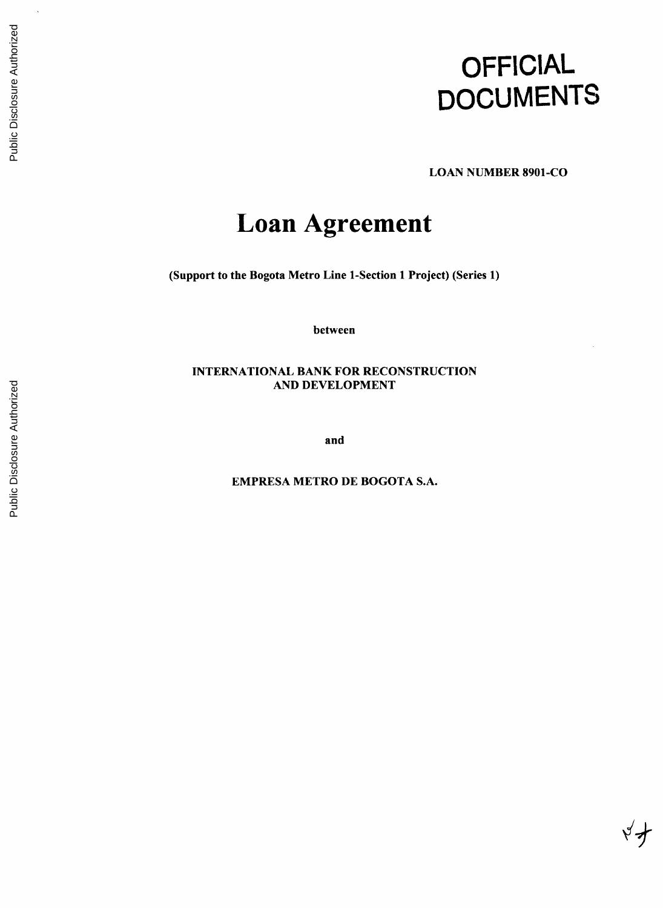OFFICIAL DOCUMENTS

LOAN NUMBER 8901-CO

# Loan Agreement

**(Support to the Bogota Metro Line 1-Section 1 Project) (Series 1)**

between

**INTERNATIONAL BANK FOR RECONSTRUCTION AND DEVELOPMENT**

and

**EMPRESA METRO DE BOGOTA S.A.**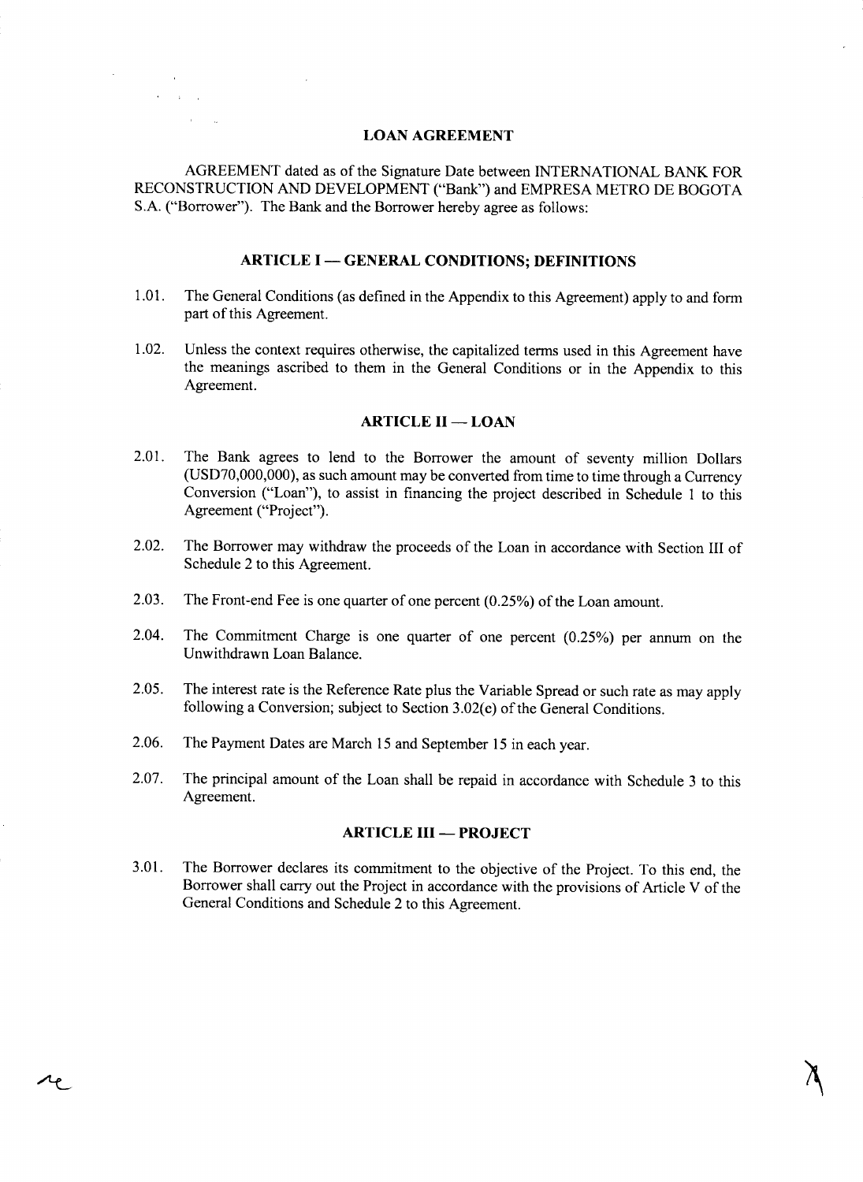# LOAN AGREEMENT

AGREEMENT dated as of the Signature Date between INTERNATIONAL BANK FOR RECONSTRUCTION AND DEVELOPMENT ("Bank") and EMPRESA METRO DE BOGOTA S.A. ("Borrower"). The Bank and the Borrower hereby agree as follows:

## ARTICLE I — GENERAL CONDITIONS; DEFINITIONS

1.01. The General Conditions (as defined in the Appendix to this Agreement) apply to and form part of this Agreement.

1.02. Unless the context requires otherwise, the capitalized terms used in this Agreement have the meanings ascribed to them in the General Conditions or in the Appendix to this Agreement.

## ARTICLE II — LOAN

2.01. The Bank agrees to lend to the Borrower the amount of seventy million Dollars (USD70,000,000), as such amount may be converted from time to time through a Currency Conversion ("Loan"), to assist in financing the project described in Schedule 1 to this Agreement ("Project").

2.02. The Borrower may withdraw the proceeds of the Loan in accordance with Section III of Schedule 2 to this Agreement.

2.03. The Front-end Fee is one quarter of one percent (0.25%) of the Loan amount.

2.04. The Commitment Charge is one quarter of one percent (0.25%) per annum on the Unwithdrawn Loan Balance.

2.05. The interest rate is the Reference Rate plus the Variable Spread or such rate as may apply following a Conversion; subject to Section 3.02(e) of the General Conditions.

2.06. The Payment Dates are March 15 and September 15 in each year.

2.07. The principal amount of the Loan shall be repaid in accordance with Schedule 3 to this Agreement.

## ARTICLE III — PROJECT

3.01. The Borrower declares its commitment to the objective of the Project. To this end, the Borrower shall carry out the Project in accordance with the provisions of Article V of the General Conditions and Schedule 2 to this Agreement.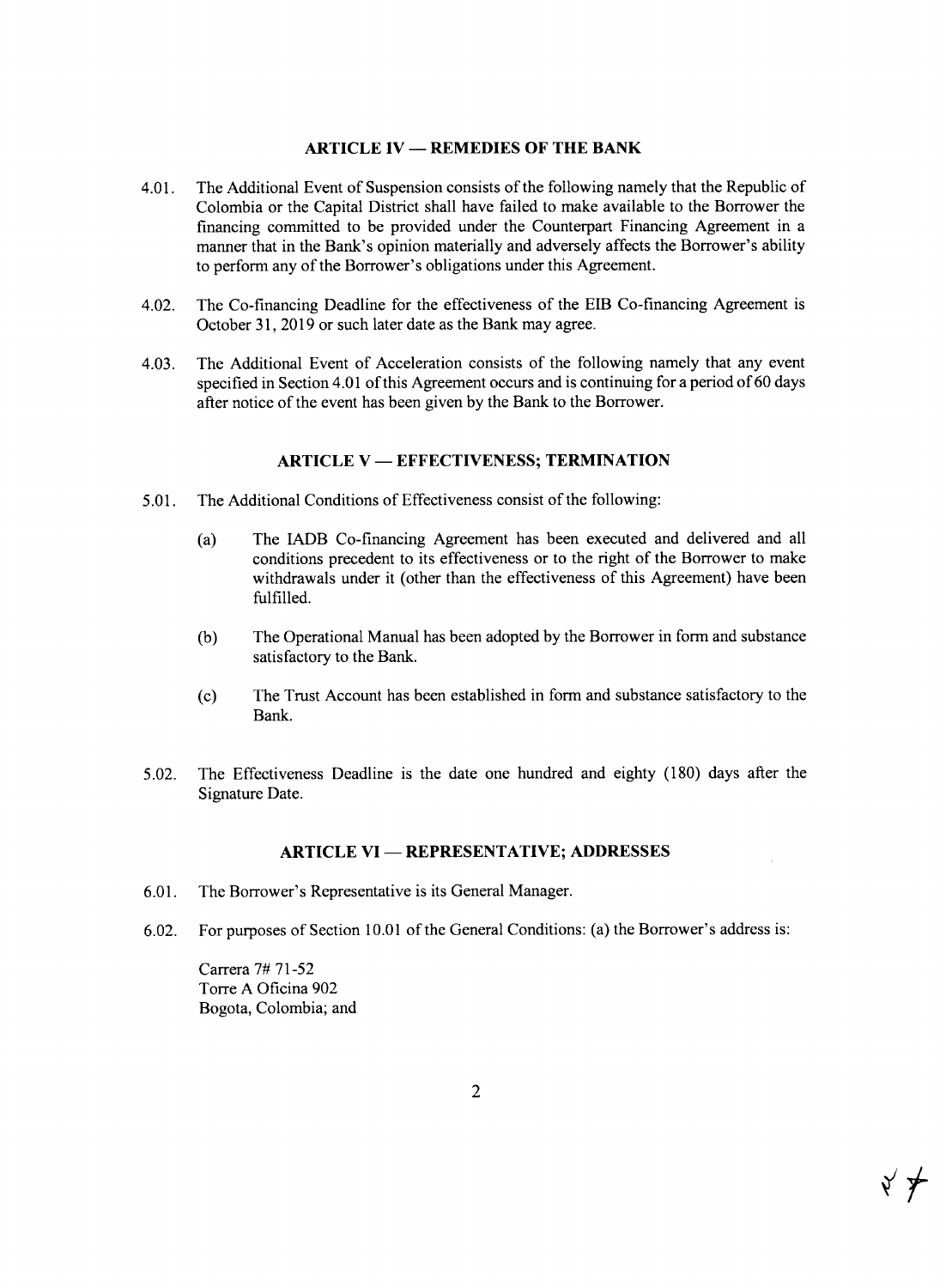## ARTICLE IV — REMEDIES OF THE BANK

4.01. The Additional Event of Suspension consists of the following namely that the Republic of Colombia or the Capital District shall have failed to make available to the Borrower the financing committed to be provided under the Counterpart Financing Agreement in a manner that in the Bank's opinion materially and adversely affects the Borrower's ability to perform any of the Borrower's obligations under this Agreement.

4.02. The Co-financing Deadline for the effectiveness of the EIB Co-financing Agreement is October 31, 2019 or such later date as the Bank may agree.

4.03. The Additional Event of Acceleration consists of the following namely that any event specified in Section 4.01 of this Agreement occurs and is continuing for a period of 60 days after notice of the event has been given by the Bank to the Borrower.

## ARTICLE V — EFFECTIVENESS; TERMINATION

5.01. The Additional Conditions of Effectiveness consist of the following:

(a) The IADB Co-financing Agreement has been executed and delivered and all conditions precedent to its effectiveness or to the right of the Borrower to make withdrawals under it (other than the effectiveness of this Agreement) have been fulfilled.

(b) The Operational Manual has been adopted by the Borrower in form and substance satisfactory to the Bank.

(c) The Trust Account has been established in form and substance satisfactory to the Bank.

5.02. The Effectiveness Deadline is the date one hundred and eighty (180) days after the Signature Date.

## ARTICLE VI — REPRESENTATIVE; ADDRESSES

6.01. The Borrower's Representative is its General Manager.

6.02. For purposes of Section 10.01 of the General Conditions: (a) the Borrower's address is:

Carrera 7# 71-52
Torre A Oficina 902
Bogota, Colombia; and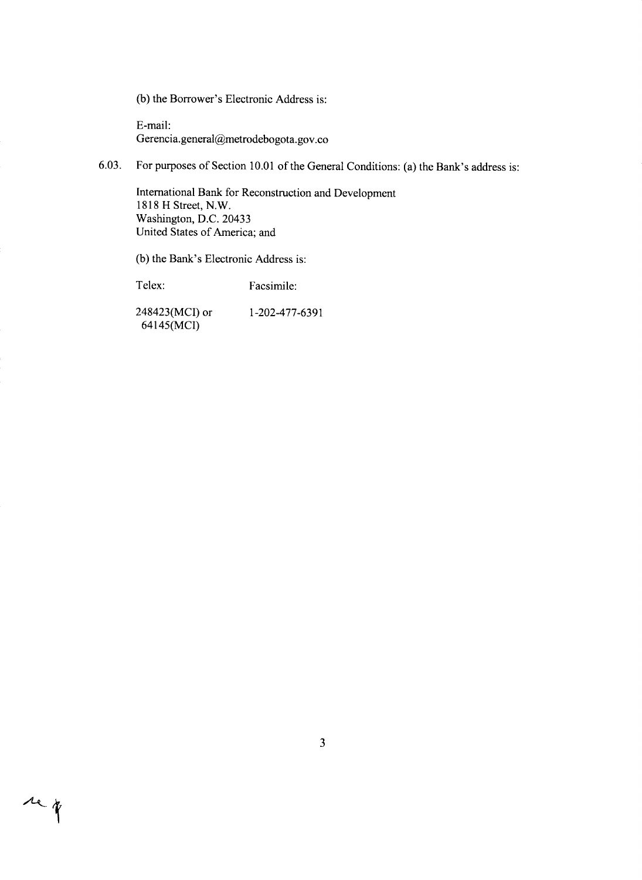(b) the Borrower's Electronic Address is:

E-mail:
Gerencia.general@metrodebogota.gov.co

6.03. For purposes of Section 10.01 of the General Conditions: (a) the Bank's address is:

International Bank for Reconstruction and Development
1818 H Street, N.W.
Washington, D.C. 20433
United States of America; and

(b) the Bank's Electronic Address is:

| Telex: | Facsimile: |
|---|---|
| 248423(MCI) or 64145(MCI) | 1-202-477-6391 |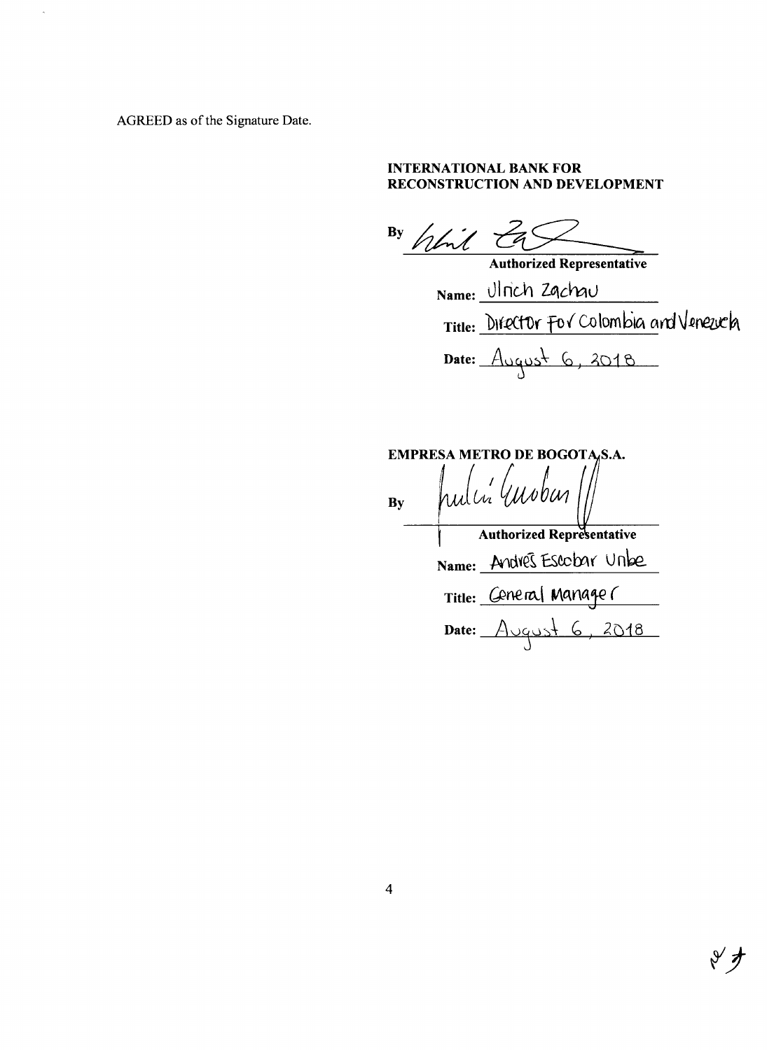AGREED as of the Signature Date.

**INTERNATIONAL BANK FOR RECONSTRUCTION AND DEVELOPMENT**

By \_\_\_\_\_\_\_\_\_\_\_\_\_\_\_\_\_\_\_\_\_\_\_\_\_\_

**Authorized Representative**

**Name:** Ulrich Zachau

**Title:** Director for Colombia and Venezuela

**Date:** August 6, 2018

**EMPRESA METRO DE BOGOTA S.A.**

**By** \_\_\_\_\_\_\_\_\_\_\_\_\_\_\_\_\_\_\_\_\_\_\_\_\_\_

**Authorized Representative**

**Name:** Andrés Escobar Uribe

**Title:** General Manager

**Date:** August 6, 2018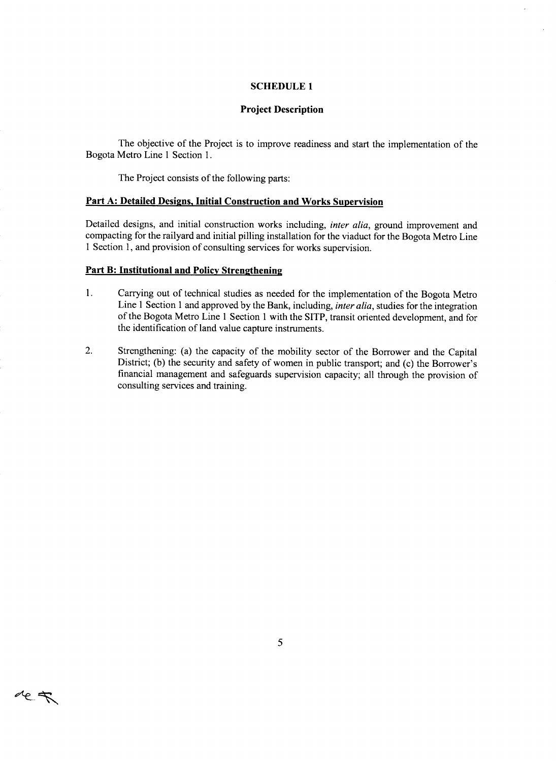# SCHEDULE 1

## Project Description

The objective of the Project is to improve readiness and start the implementation of the Bogota Metro Line 1 Section 1.

The Project consists of the following parts:

### Part A: Detailed Designs, Initial Construction and Works Supervision

Detailed designs, and initial construction works including, *inter alia*, ground improvement and compacting for the railyard and initial pilling installation for the viaduct for the Bogota Metro Line 1 Section 1, and provision of consulting services for works supervision.

### Part B: Institutional and Policy Strengthening

1. Carrying out of technical studies as needed for the implementation of the Bogota Metro Line 1 Section 1 and approved by the Bank, including, *inter alia*, studies for the integration of the Bogota Metro Line 1 Section 1 with the SITP, transit oriented development, and for the identification of land value capture instruments.

2. Strengthening: (a) the capacity of the mobility sector of the Borrower and the Capital District; (b) the security and safety of women in public transport; and (c) the Borrower's financial management and safeguards supervision capacity; all through the provision of consulting services and training.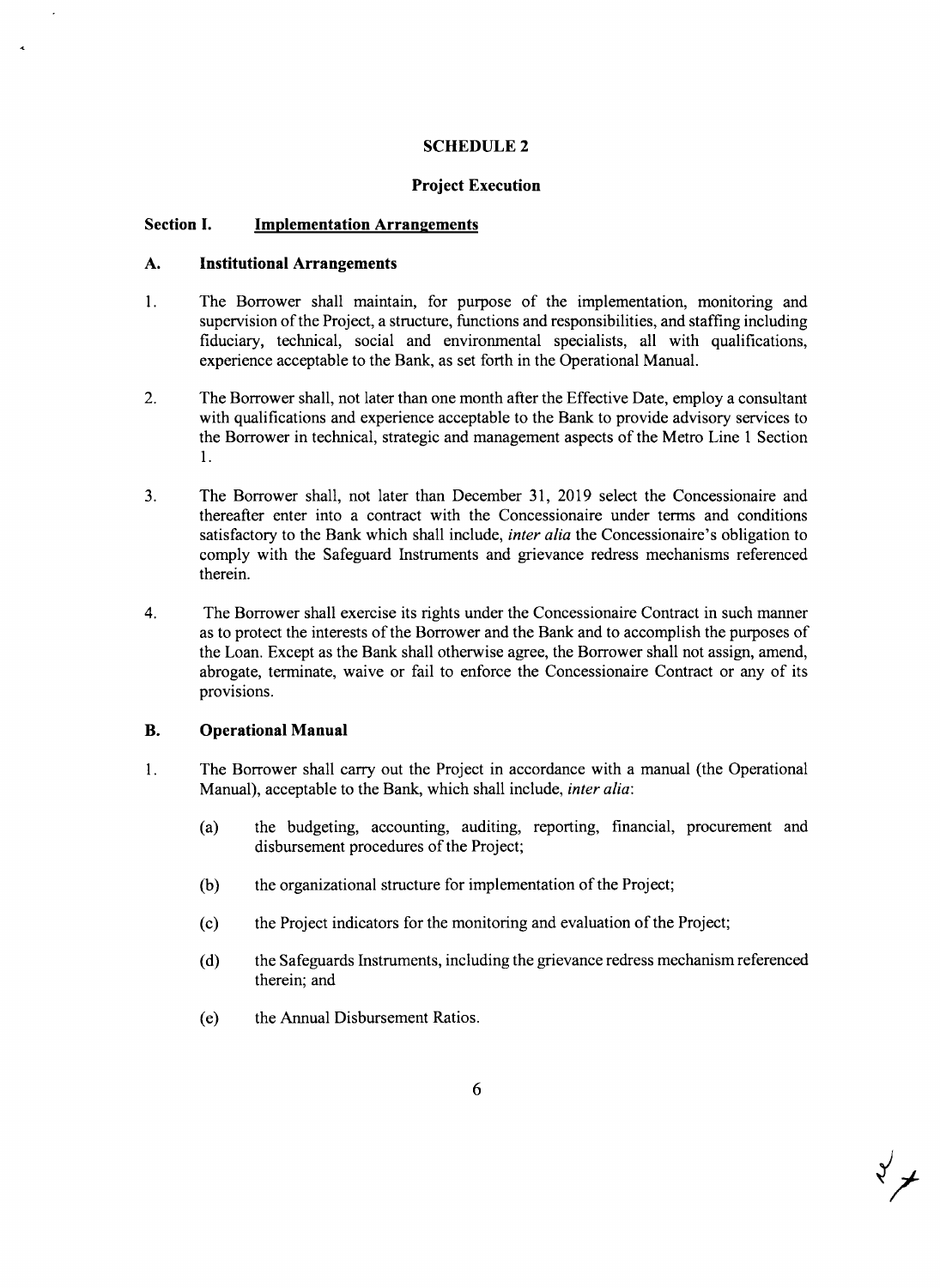# SCHEDULE 2

## Project Execution

### Section I. Implementation Arrangements

### A. Institutional Arrangements

1. The Borrower shall maintain, for purpose of the implementation, monitoring and supervision of the Project, a structure, functions and responsibilities, and staffing including fiduciary, technical, social and environmental specialists, all with qualifications, experience acceptable to the Bank, as set forth in the Operational Manual.

2. The Borrower shall, not later than one month after the Effective Date, employ a consultant with qualifications and experience acceptable to the Bank to provide advisory services to the Borrower in technical, strategic and management aspects of the Metro Line 1 Section 1.

3. The Borrower shall, not later than December 31, 2019 select the Concessionaire and thereafter enter into a contract with the Concessionaire under terms and conditions satisfactory to the Bank which shall include, *inter alia* the Concessionaire's obligation to comply with the Safeguard Instruments and grievance redress mechanisms referenced therein.

4. The Borrower shall exercise its rights under the Concessionaire Contract in such manner as to protect the interests of the Borrower and the Bank and to accomplish the purposes of the Loan. Except as the Bank shall otherwise agree, the Borrower shall not assign, amend, abrogate, terminate, waive or fail to enforce the Concessionaire Contract or any of its provisions.

### B. Operational Manual

1. The Borrower shall carry out the Project in accordance with a manual (the Operational Manual), acceptable to the Bank, which shall include, *inter alia*:

   (a) the budgeting, accounting, auditing, reporting, financial, procurement and disbursement procedures of the Project;

   (b) the organizational structure for implementation of the Project;

   (c) the Project indicators for the monitoring and evaluation of the Project;

   (d) the Safeguards Instruments, including the grievance redress mechanism referenced therein; and

   (e) the Annual Disbursement Ratios.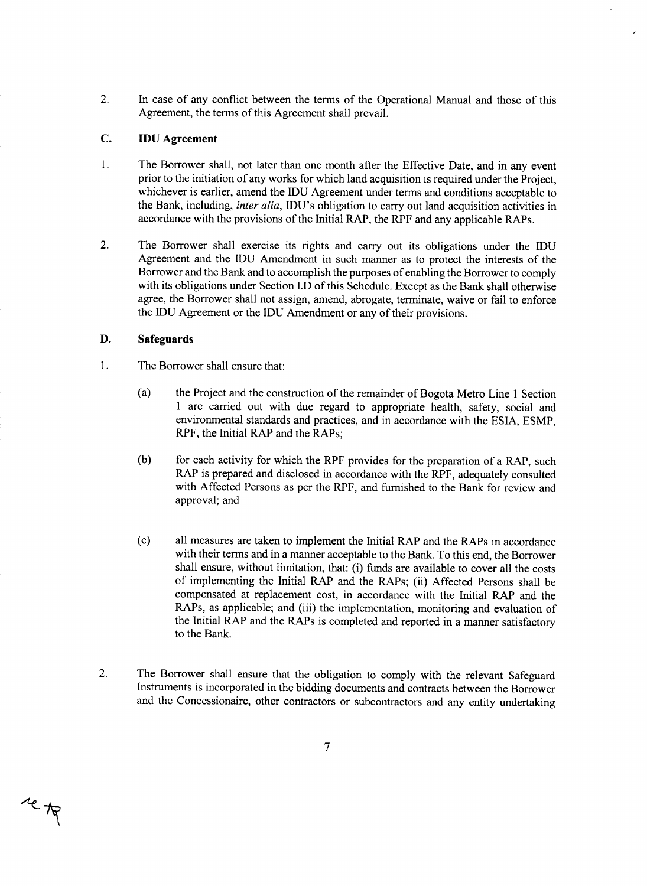2. In case of any conflict between the terms of the Operational Manual and those of this Agreement, the terms of this Agreement shall prevail.

### C. IDU Agreement

1. The Borrower shall, not later than one month after the Effective Date, and in any event prior to the initiation of any works for which land acquisition is required under the Project, whichever is earlier, amend the IDU Agreement under terms and conditions acceptable to the Bank, including, *inter alia*, IDU's obligation to carry out land acquisition activities in accordance with the provisions of the Initial RAP, the RPF and any applicable RAPs.

2. The Borrower shall exercise its rights and carry out its obligations under the IDU Agreement and the IDU Amendment in such manner as to protect the interests of the Borrower and the Bank and to accomplish the purposes of enabling the Borrower to comply with its obligations under Section I.D of this Schedule. Except as the Bank shall otherwise agree, the Borrower shall not assign, amend, abrogate, terminate, waive or fail to enforce the IDU Agreement or the IDU Amendment or any of their provisions.

### D. Safeguards

1. The Borrower shall ensure that:

   (a) the Project and the construction of the remainder of Bogota Metro Line 1 Section 1 are carried out with due regard to appropriate health, safety, social and environmental standards and practices, and in accordance with the ESIA, ESMP, RPF, the Initial RAP and the RAPs;

   (b) for each activity for which the RPF provides for the preparation of a RAP, such RAP is prepared and disclosed in accordance with the RPF, adequately consulted with Affected Persons as per the RPF, and furnished to the Bank for review and approval; and

   (c) all measures are taken to implement the Initial RAP and the RAPs in accordance with their terms and in a manner acceptable to the Bank. To this end, the Borrower shall ensure, without limitation, that: (i) funds are available to cover all the costs of implementing the Initial RAP and the RAPs; (ii) Affected Persons shall be compensated at replacement cost, in accordance with the Initial RAP and the RAPs, as applicable; and (iii) the implementation, monitoring and evaluation of the Initial RAP and the RAPs is completed and reported in a manner satisfactory to the Bank.

2. The Borrower shall ensure that the obligation to comply with the relevant Safeguard Instruments is incorporated in the bidding documents and contracts between the Borrower and the Concessionaire, other contractors or subcontractors and any entity undertaking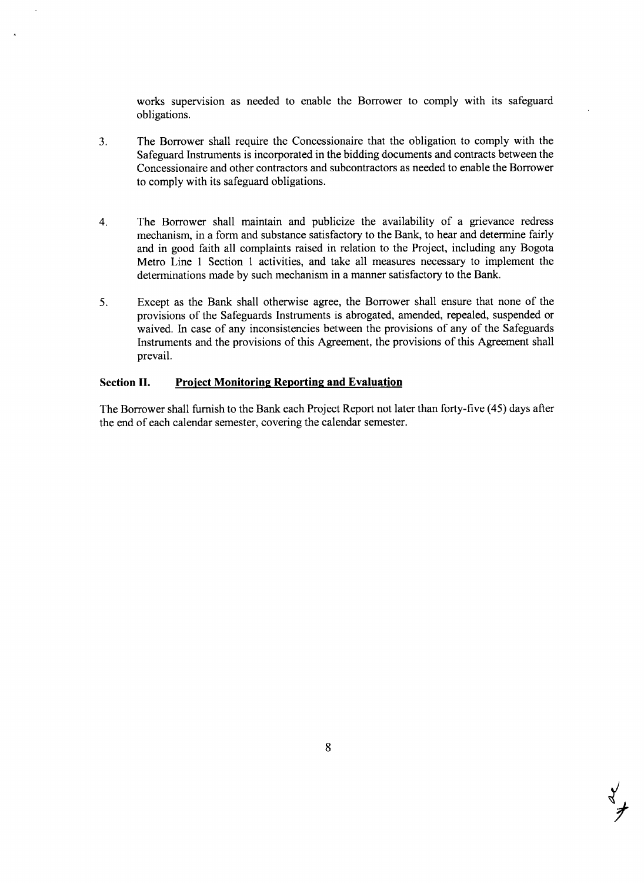works supervision as needed to enable the Borrower to comply with its safeguard obligations.

3. The Borrower shall require the Concessionaire that the obligation to comply with the Safeguard Instruments is incorporated in the bidding documents and contracts between the Concessionaire and other contractors and subcontractors as needed to enable the Borrower to comply with its safeguard obligations.

4. The Borrower shall maintain and publicize the availability of a grievance redress mechanism, in a form and substance satisfactory to the Bank, to hear and determine fairly and in good faith all complaints raised in relation to the Project, including any Bogota Metro Line 1 Section 1 activities, and take all measures necessary to implement the determinations made by such mechanism in a manner satisfactory to the Bank.

5. Except as the Bank shall otherwise agree, the Borrower shall ensure that none of the provisions of the Safeguards Instruments is abrogated, amended, repealed, suspended or waived. In case of any inconsistencies between the provisions of any of the Safeguards Instruments and the provisions of this Agreement, the provisions of this Agreement shall prevail.

### Section II. Project Monitoring Reporting and Evaluation

The Borrower shall furnish to the Bank each Project Report not later than forty-five (45) days after the end of each calendar semester, covering the calendar semester.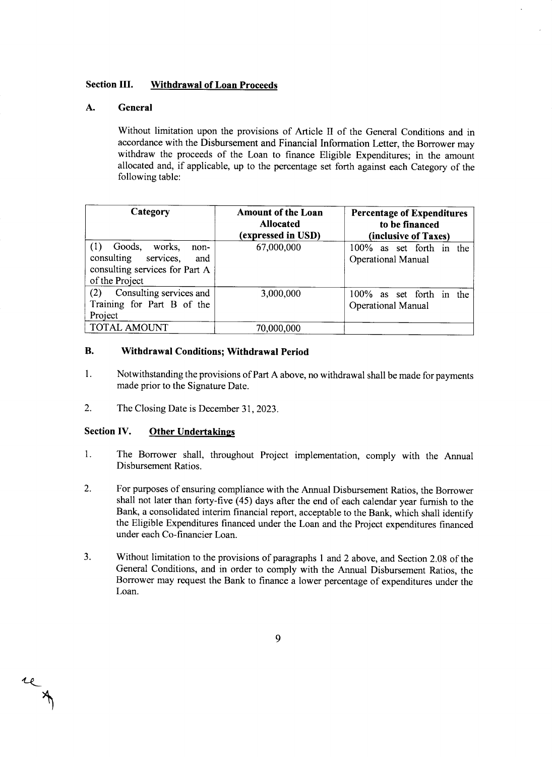## Section III. Withdrawal of Loan Proceeds

### A. General

Without limitation upon the provisions of Article II of the General Conditions and in accordance with the Disbursement and Financial Information Letter, the Borrower may withdraw the proceeds of the Loan to finance Eligible Expenditures; in the amount allocated and, if applicable, up to the percentage set forth against each Category of the following table:

| Category | Amount of the Loan Allocated (expressed in USD) | Percentage of Expenditures to be financed (inclusive of Taxes) |
|---|---|---|
| (1) Goods, works, non-consulting services, and consulting services for Part A of the Project | 67,000,000 | 100% as set forth in the Operational Manual |
| (2) Consulting services and Training for Part B of the Project | 3,000,000 | 100% as set forth in the Operational Manual |
| TOTAL AMOUNT | 70,000,000 | |

### B. Withdrawal Conditions; Withdrawal Period

1. Notwithstanding the provisions of Part A above, no withdrawal shall be made for payments made prior to the Signature Date.

2. The Closing Date is December 31, 2023.

## Section IV. Other Undertakings

1. The Borrower shall, throughout Project implementation, comply with the Annual Disbursement Ratios.

2. For purposes of ensuring compliance with the Annual Disbursement Ratios, the Borrower shall not later than forty-five (45) days after the end of each calendar year furnish to the Bank, a consolidated interim financial report, acceptable to the Bank, which shall identify the Eligible Expenditures financed under the Loan and the Project expenditures financed under each Co-financier Loan.

3. Without limitation to the provisions of paragraphs 1 and 2 above, and Section 2.08 of the General Conditions, and in order to comply with the Annual Disbursement Ratios, the Borrower may request the Bank to finance a lower percentage of expenditures under the Loan.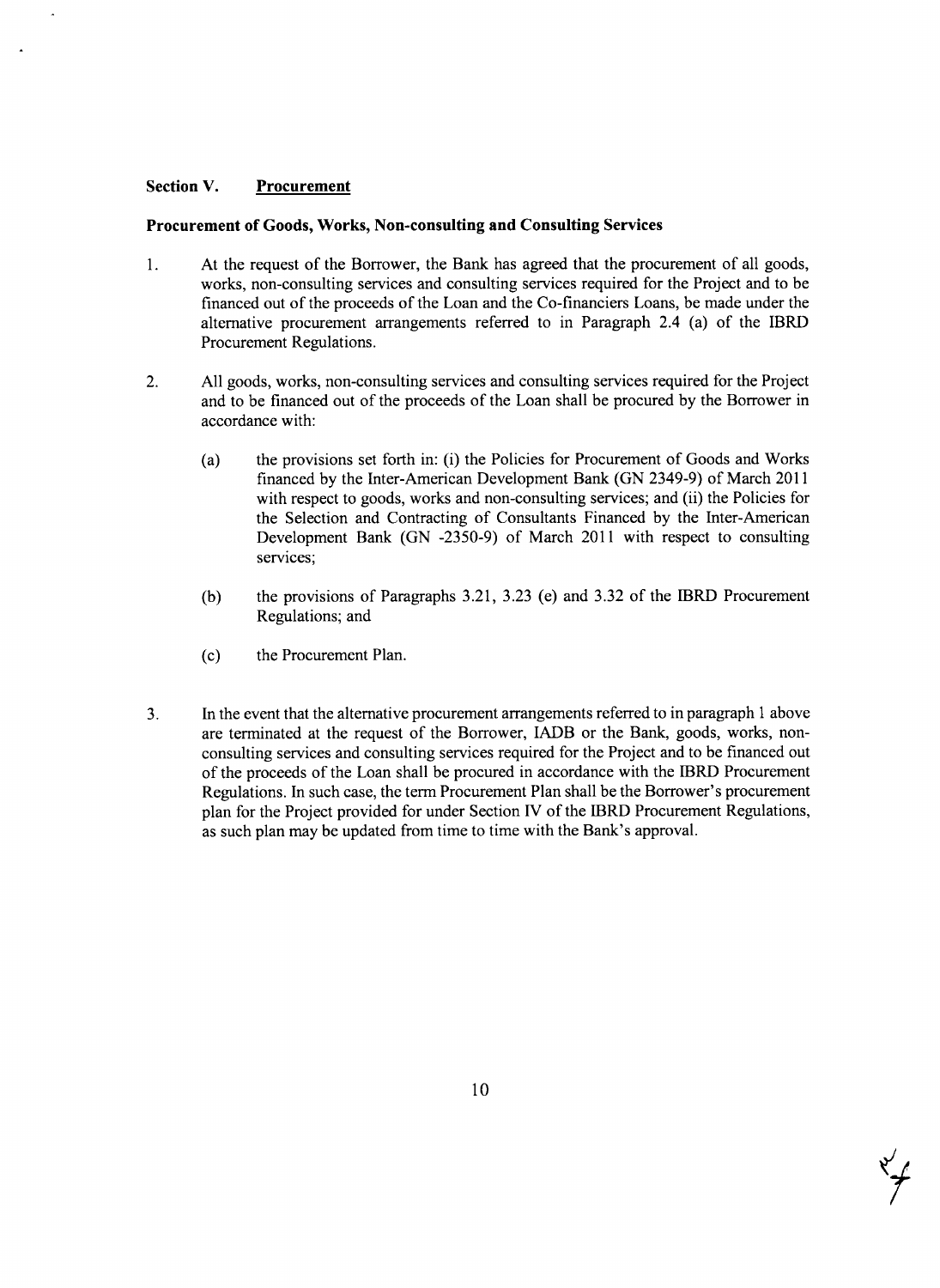### Section V. Procurement

**Procurement of Goods, Works, Non-consulting and Consulting Services**

1. At the request of the Borrower, the Bank has agreed that the procurement of all goods, works, non-consulting services and consulting services required for the Project and to be financed out of the proceeds of the Loan and the Co-financiers Loans, be made under the alternative procurement arrangements referred to in Paragraph 2.4 (a) of the IBRD Procurement Regulations.

2. All goods, works, non-consulting services and consulting services required for the Project and to be financed out of the proceeds of the Loan shall be procured by the Borrower in accordance with:

   (a) the provisions set forth in: (i) the Policies for Procurement of Goods and Works financed by the Inter-American Development Bank (GN 2349-9) of March 2011 with respect to goods, works and non-consulting services; and (ii) the Policies for the Selection and Contracting of Consultants Financed by the Inter-American Development Bank (GN -2350-9) of March 2011 with respect to consulting services;

   (b) the provisions of Paragraphs 3.21, 3.23 (e) and 3.32 of the IBRD Procurement Regulations; and

   (c) the Procurement Plan.

3. In the event that the alternative procurement arrangements referred to in paragraph 1 above are terminated at the request of the Borrower, IADB or the Bank, goods, works, non-consulting services and consulting services required for the Project and to be financed out of the proceeds of the Loan shall be procured in accordance with the IBRD Procurement Regulations. In such case, the term Procurement Plan shall be the Borrower's procurement plan for the Project provided for under Section IV of the IBRD Procurement Regulations, as such plan may be updated from time to time with the Bank's approval.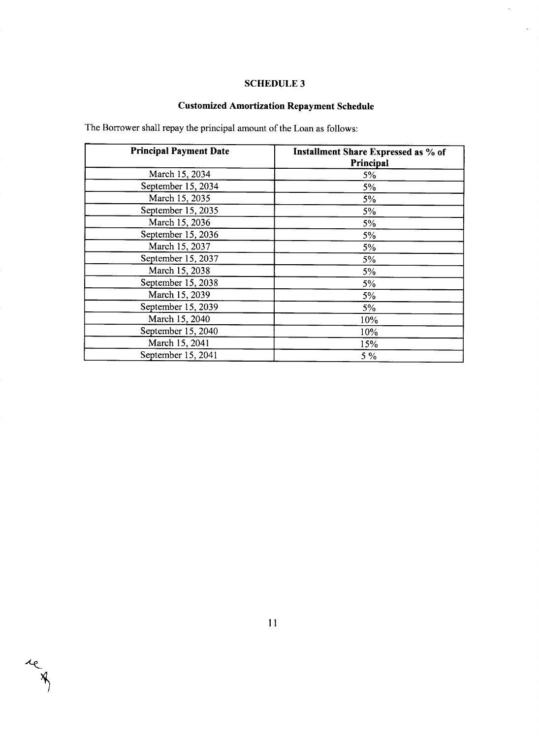# SCHEDULE 3

## Customized Amortization Repayment Schedule

The Borrower shall repay the principal amount of the Loan as follows:

| Principal Payment Date | Installment Share Expressed as % of Principal |
|---|---|
| March 15, 2034 | 5% |
| September 15, 2034 | 5% |
| March 15, 2035 | 5% |
| September 15, 2035 | 5% |
| March 15, 2036 | 5% |
| September 15, 2036 | 5% |
| March 15, 2037 | 5% |
| September 15, 2037 | 5% |
| March 15, 2038 | 5% |
| September 15, 2038 | 5% |
| March 15, 2039 | 5% |
| September 15, 2039 | 5% |
| March 15, 2040 | 10% |
| September 15, 2040 | 10% |
| March 15, 2041 | 15% |
| September 15, 2041 | 5 % |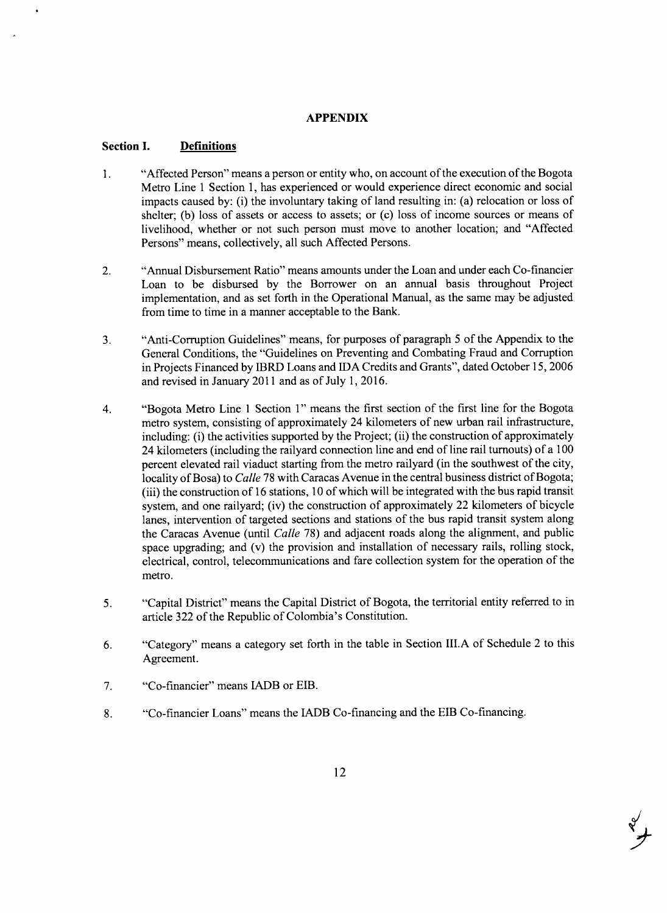# APPENDIX

## Section I. Definitions

1. "Affected Person" means a person or entity who, on account of the execution of the Bogota Metro Line 1 Section 1, has experienced or would experience direct economic and social impacts caused by: (i) the involuntary taking of land resulting in: (a) relocation or loss of shelter; (b) loss of assets or access to assets; or (c) loss of income sources or means of livelihood, whether or not such person must move to another location; and "Affected Persons" means, collectively, all such Affected Persons.

2. "Annual Disbursement Ratio" means amounts under the Loan and under each Co-financier Loan to be disbursed by the Borrower on an annual basis throughout Project implementation, and as set forth in the Operational Manual, as the same may be adjusted from time to time in a manner acceptable to the Bank.

3. "Anti-Corruption Guidelines" means, for purposes of paragraph 5 of the Appendix to the General Conditions, the "Guidelines on Preventing and Combating Fraud and Corruption in Projects Financed by IBRD Loans and IDA Credits and Grants", dated October 15, 2006 and revised in January 2011 and as of July 1, 2016.

4. "Bogota Metro Line 1 Section 1" means the first section of the first line for the Bogota metro system, consisting of approximately 24 kilometers of new urban rail infrastructure, including: (i) the activities supported by the Project; (ii) the construction of approximately 24 kilometers (including the railyard connection line and end of line rail turnouts) of a 100 percent elevated rail viaduct starting from the metro railyard (in the southwest of the city, locality of Bosa) to *Calle* 78 with Caracas Avenue in the central business district of Bogota; (iii) the construction of 16 stations, 10 of which will be integrated with the bus rapid transit system, and one railyard; (iv) the construction of approximately 22 kilometers of bicycle lanes, intervention of targeted sections and stations of the bus rapid transit system along the Caracas Avenue (until *Calle* 78) and adjacent roads along the alignment, and public space upgrading; and (v) the provision and installation of necessary rails, rolling stock, electrical, control, telecommunications and fare collection system for the operation of the metro.

5. "Capital District" means the Capital District of Bogota, the territorial entity referred to in article 322 of the Republic of Colombia's Constitution.

6. "Category" means a category set forth in the table in Section III.A of Schedule 2 to this Agreement.

7. "Co-financier" means IADB or EIB.

8. "Co-financier Loans" means the IADB Co-financing and the EIB Co-financing.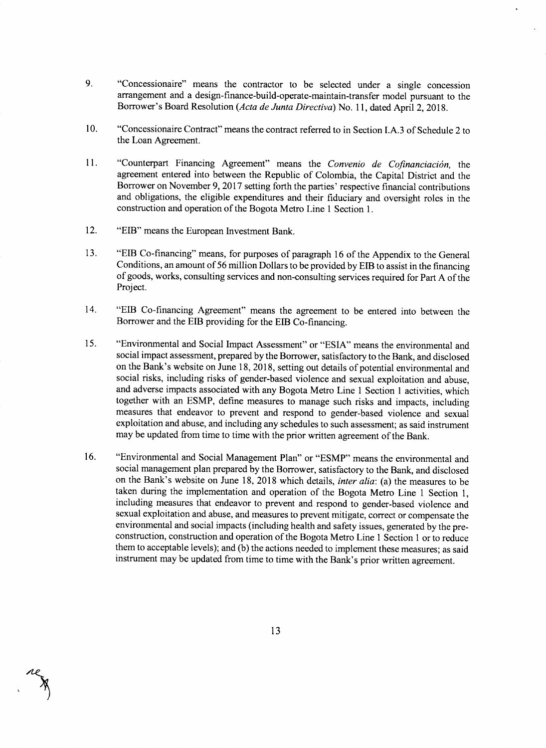9. "Concessionaire" means the contractor to be selected under a single concession arrangement and a design-finance-build-operate-maintain-transfer model pursuant to the Borrower's Board Resolution (*Acta de Junta Directiva*) No. 11, dated April 2, 2018.

10. "Concessionaire Contract" means the contract referred to in Section I.A.3 of Schedule 2 to the Loan Agreement.

11. "Counterpart Financing Agreement" means the *Convenio de Cofinanciación,* the agreement entered into between the Republic of Colombia, the Capital District and the Borrower on November 9, 2017 setting forth the parties' respective financial contributions and obligations, the eligible expenditures and their fiduciary and oversight roles in the construction and operation of the Bogota Metro Line 1 Section 1.

12. "EIB" means the European Investment Bank.

13. "EIB Co-financing" means, for purposes of paragraph 16 of the Appendix to the General Conditions, an amount of 56 million Dollars to be provided by EIB to assist in the financing of goods, works, consulting services and non-consulting services required for Part A of the Project.

14. "EIB Co-financing Agreement" means the agreement to be entered into between the Borrower and the EIB providing for the EIB Co-financing.

15. "Environmental and Social Impact Assessment" or "ESIA" means the environmental and social impact assessment, prepared by the Borrower, satisfactory to the Bank, and disclosed on the Bank's website on June 18, 2018, setting out details of potential environmental and social risks, including risks of gender-based violence and sexual exploitation and abuse, and adverse impacts associated with any Bogota Metro Line 1 Section 1 activities, which together with an ESMP, define measures to manage such risks and impacts, including measures that endeavor to prevent and respond to gender-based violence and sexual exploitation and abuse, and including any schedules to such assessment; as said instrument may be updated from time to time with the prior written agreement of the Bank.

16. "Environmental and Social Management Plan" or "ESMP" means the environmental and social management plan prepared by the Borrower, satisfactory to the Bank, and disclosed on the Bank's website on June 18, 2018 which details, *inter alia*: (a) the measures to be taken during the implementation and operation of the Bogota Metro Line 1 Section 1, including measures that endeavor to prevent and respond to gender-based violence and sexual exploitation and abuse, and measures to prevent mitigate, correct or compensate the environmental and social impacts (including health and safety issues, generated by the pre-construction, construction and operation of the Bogota Metro Line 1 Section 1 or to reduce them to acceptable levels); and (b) the actions needed to implement these measures; as said instrument may be updated from time to time with the Bank's prior written agreement.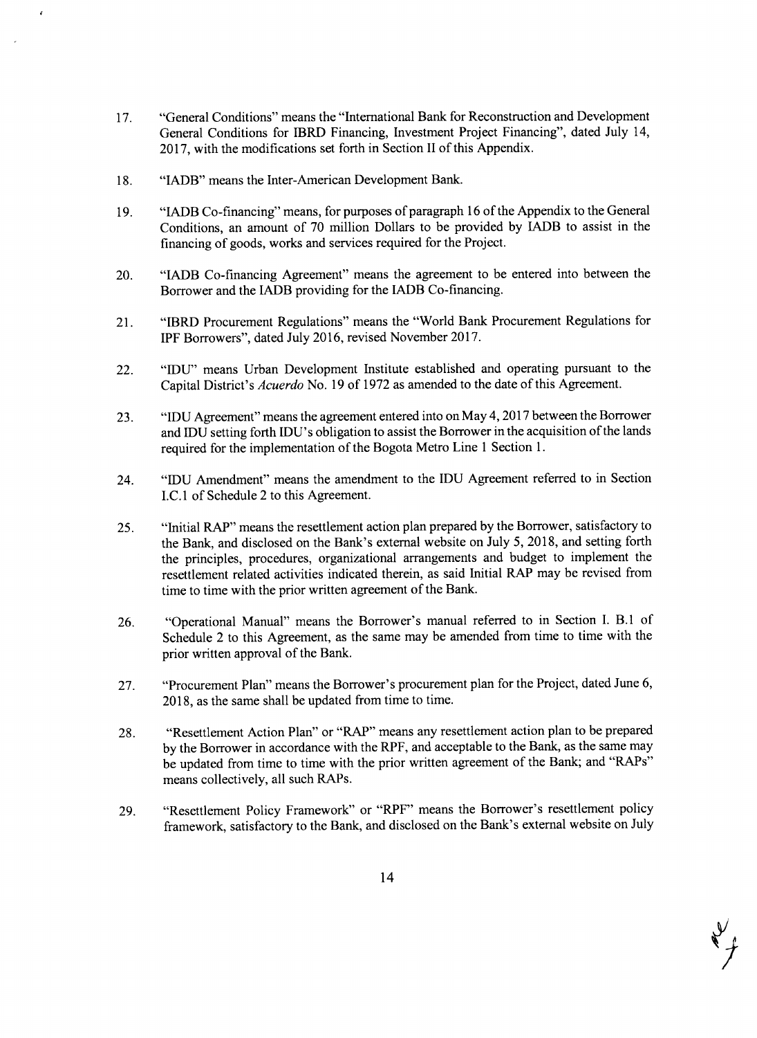17. "General Conditions" means the "International Bank for Reconstruction and Development General Conditions for IBRD Financing, Investment Project Financing", dated July 14, 2017, with the modifications set forth in Section II of this Appendix.

18. "IADB" means the Inter-American Development Bank.

19. "IADB Co-financing" means, for purposes of paragraph 16 of the Appendix to the General Conditions, an amount of 70 million Dollars to be provided by IADB to assist in the financing of goods, works and services required for the Project.

20. "IADB Co-financing Agreement" means the agreement to be entered into between the Borrower and the IADB providing for the IADB Co-financing.

21. "IBRD Procurement Regulations" means the "World Bank Procurement Regulations for IPF Borrowers", dated July 2016, revised November 2017.

22. "IDU" means Urban Development Institute established and operating pursuant to the Capital District's *Acuerdo* No. 19 of 1972 as amended to the date of this Agreement.

23. "IDU Agreement" means the agreement entered into on May 4, 2017 between the Borrower and IDU setting forth IDU's obligation to assist the Borrower in the acquisition of the lands required for the implementation of the Bogota Metro Line 1 Section 1.

24. "IDU Amendment" means the amendment to the IDU Agreement referred to in Section I.C.1 of Schedule 2 to this Agreement.

25. "Initial RAP" means the resettlement action plan prepared by the Borrower, satisfactory to the Bank, and disclosed on the Bank's external website on July 5, 2018, and setting forth the principles, procedures, organizational arrangements and budget to implement the resettlement related activities indicated therein, as said Initial RAP may be revised from time to time with the prior written agreement of the Bank.

26. "Operational Manual" means the Borrower's manual referred to in Section I. B.1 of Schedule 2 to this Agreement, as the same may be amended from time to time with the prior written approval of the Bank.

27. "Procurement Plan" means the Borrower's procurement plan for the Project, dated June 6, 2018, as the same shall be updated from time to time.

28. "Resettlement Action Plan" or "RAP" means any resettlement action plan to be prepared by the Borrower in accordance with the RPF, and acceptable to the Bank, as the same may be updated from time to time with the prior written agreement of the Bank; and "RAPs" means collectively, all such RAPs.

29. "Resettlement Policy Framework" or "RPF" means the Borrower's resettlement policy framework, satisfactory to the Bank, and disclosed on the Bank's external website on July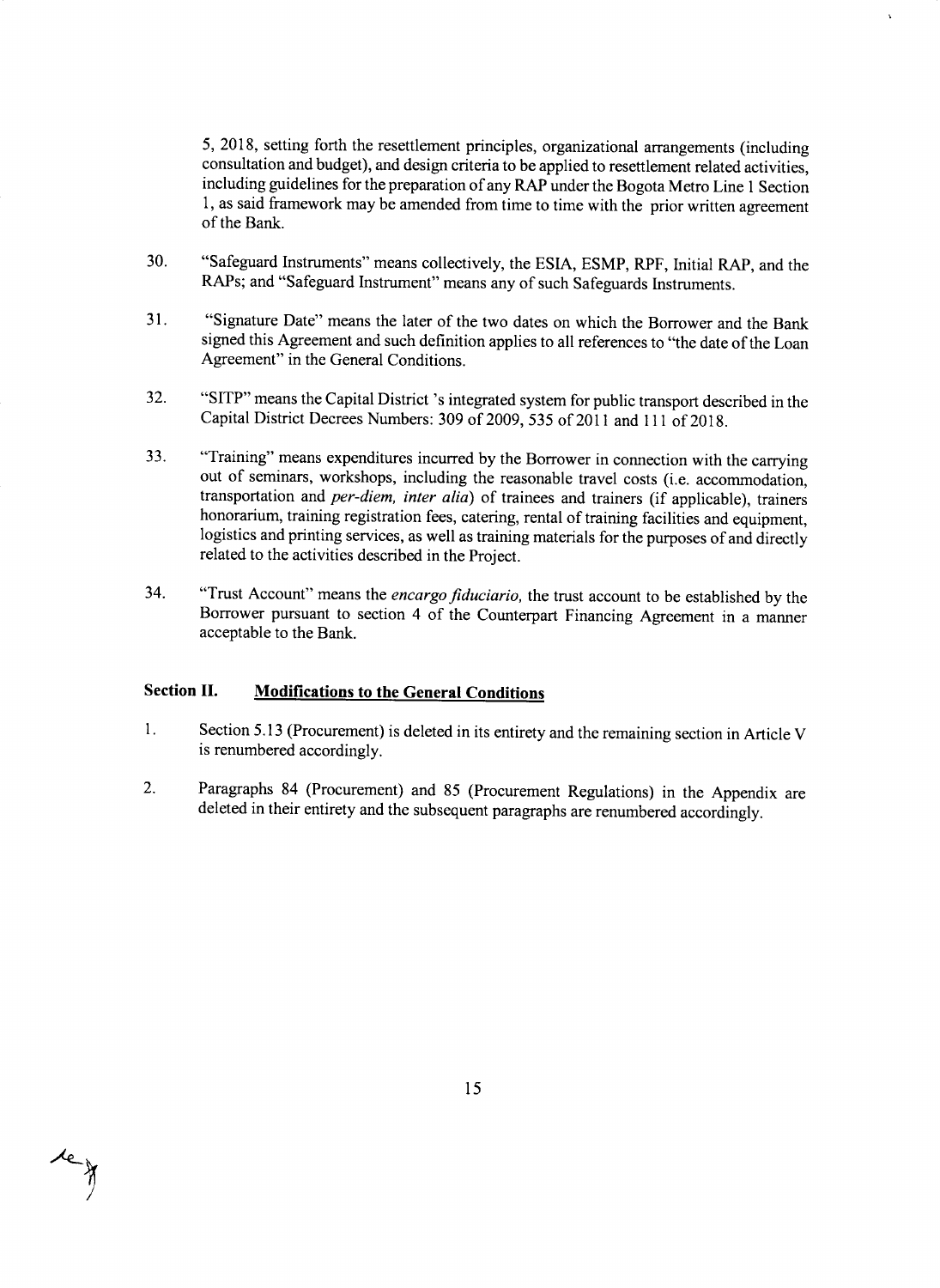5, 2018, setting forth the resettlement principles, organizational arrangements (including consultation and budget), and design criteria to be applied to resettlement related activities, including guidelines for the preparation of any RAP under the Bogota Metro Line 1 Section 1, as said framework may be amended from time to time with the prior written agreement of the Bank.

30. "Safeguard Instruments" means collectively, the ESIA, ESMP, RPF, Initial RAP, and the RAPs; and "Safeguard Instrument" means any of such Safeguards Instruments.

31. "Signature Date" means the later of the two dates on which the Borrower and the Bank signed this Agreement and such definition applies to all references to "the date of the Loan Agreement" in the General Conditions.

32. "SITP" means the Capital District 's integrated system for public transport described in the Capital District Decrees Numbers: 309 of 2009, 535 of 2011 and 111 of 2018.

33. "Training" means expenditures incurred by the Borrower in connection with the carrying out of seminars, workshops, including the reasonable travel costs (i.e. accommodation, transportation and *per-diem, inter alia*) of trainees and trainers (if applicable), trainers honorarium, training registration fees, catering, rental of training facilities and equipment, logistics and printing services, as well as training materials for the purposes of and directly related to the activities described in the Project.

34. "Trust Account" means the *encargo fiduciario,* the trust account to be established by the Borrower pursuant to section 4 of the Counterpart Financing Agreement in a manner acceptable to the Bank.

## Section II. Modifications to the General Conditions

1. Section 5.13 (Procurement) is deleted in its entirety and the remaining section in Article V is renumbered accordingly.

2. Paragraphs 84 (Procurement) and 85 (Procurement Regulations) in the Appendix are deleted in their entirety and the subsequent paragraphs are renumbered accordingly.